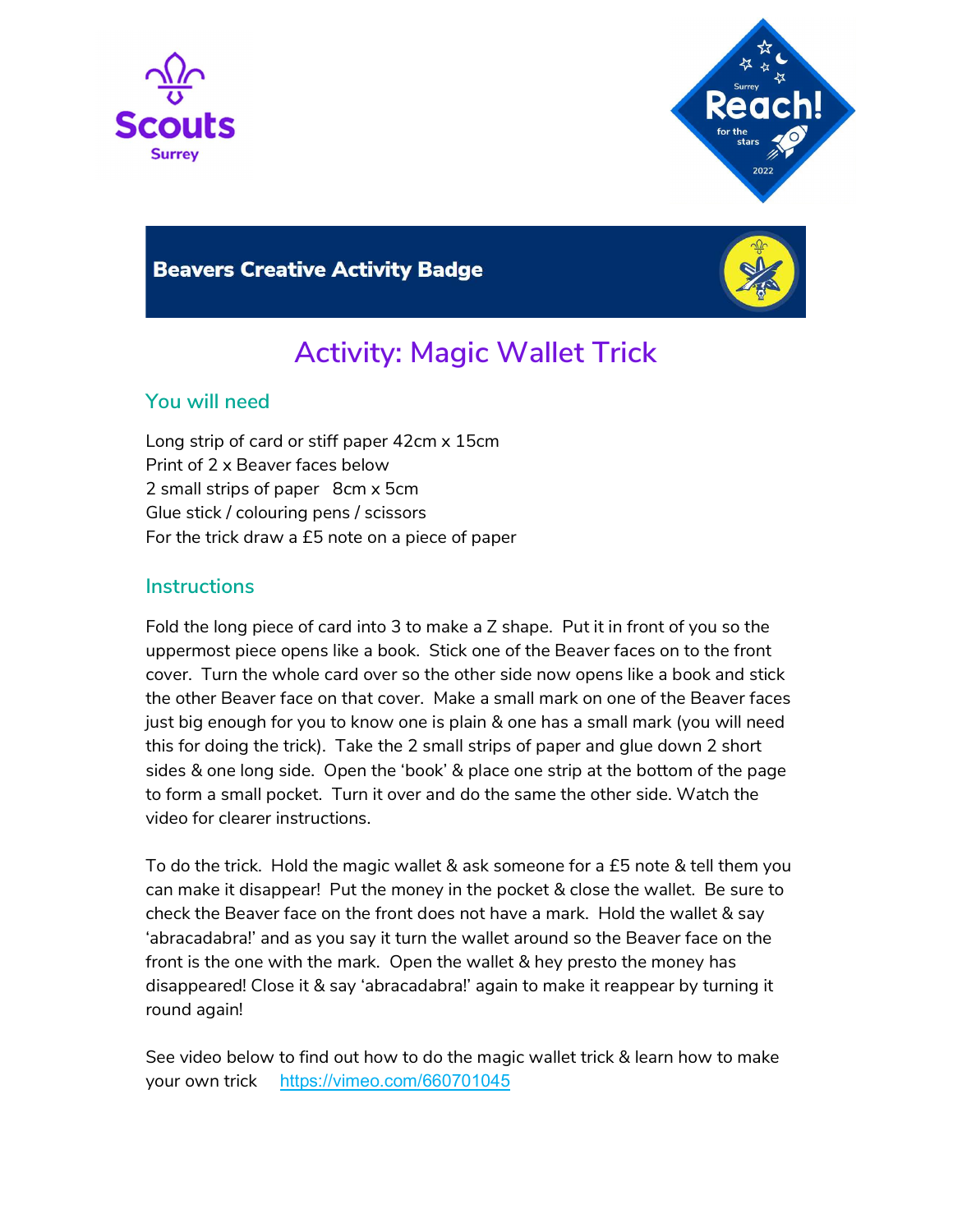**Beavers Creative Activity Badge**

# Activity: Magic Wallet Trick

## You will need

Long strip of card or stiff paper 42cm x 15cm
Print of 2 x Beaver faces below
2 small strips of paper 8cm x 5cm
Glue stick / colouring pens / scissors
For the trick draw a £5 note on a piece of paper

## Instructions

Fold the long piece of card into 3 to make a Z shape. Put it in front of you so the uppermost piece opens like a book. Stick one of the Beaver faces on to the front cover. Turn the whole card over so the other side now opens like a book and stick the other Beaver face on that cover. Make a small mark on one of the Beaver faces just big enough for you to know one is plain & one has a small mark (you will need this for doing the trick). Take the 2 small strips of paper and glue down 2 short sides & one long side. Open the 'book' & place one strip at the bottom of the page to form a small pocket. Turn it over and do the same the other side. Watch the video for clearer instructions.

To do the trick. Hold the magic wallet & ask someone for a £5 note & tell them you can make it disappear! Put the money in the pocket & close the wallet. Be sure to check the Beaver face on the front does not have a mark. Hold the wallet & say 'abracadabra!' and as you say it turn the wallet around so the Beaver face on the front is the one with the mark. Open the wallet & hey presto the money has disappeared! Close it & say 'abracadabra!' again to make it reappear by turning it round again!

See video below to find out how to do the magic wallet trick & learn how to make your own trick https://vimeo.com/660701045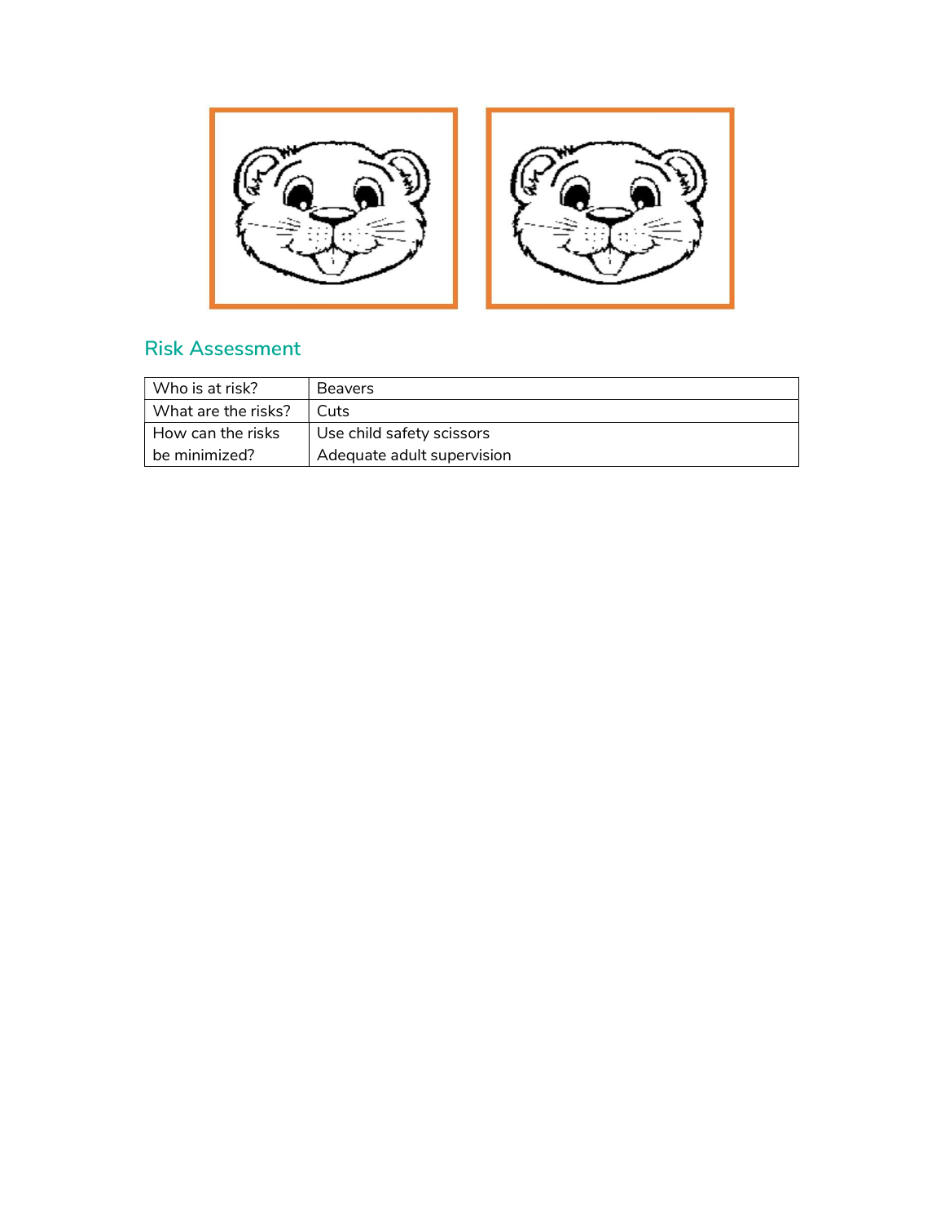## Risk Assessment

| | |
|---|---|
| Who is at risk? | Beavers |
| What are the risks? | Cuts |
| How can the risks be minimized? | Use child safety scissors<br>Adequate adult supervision |